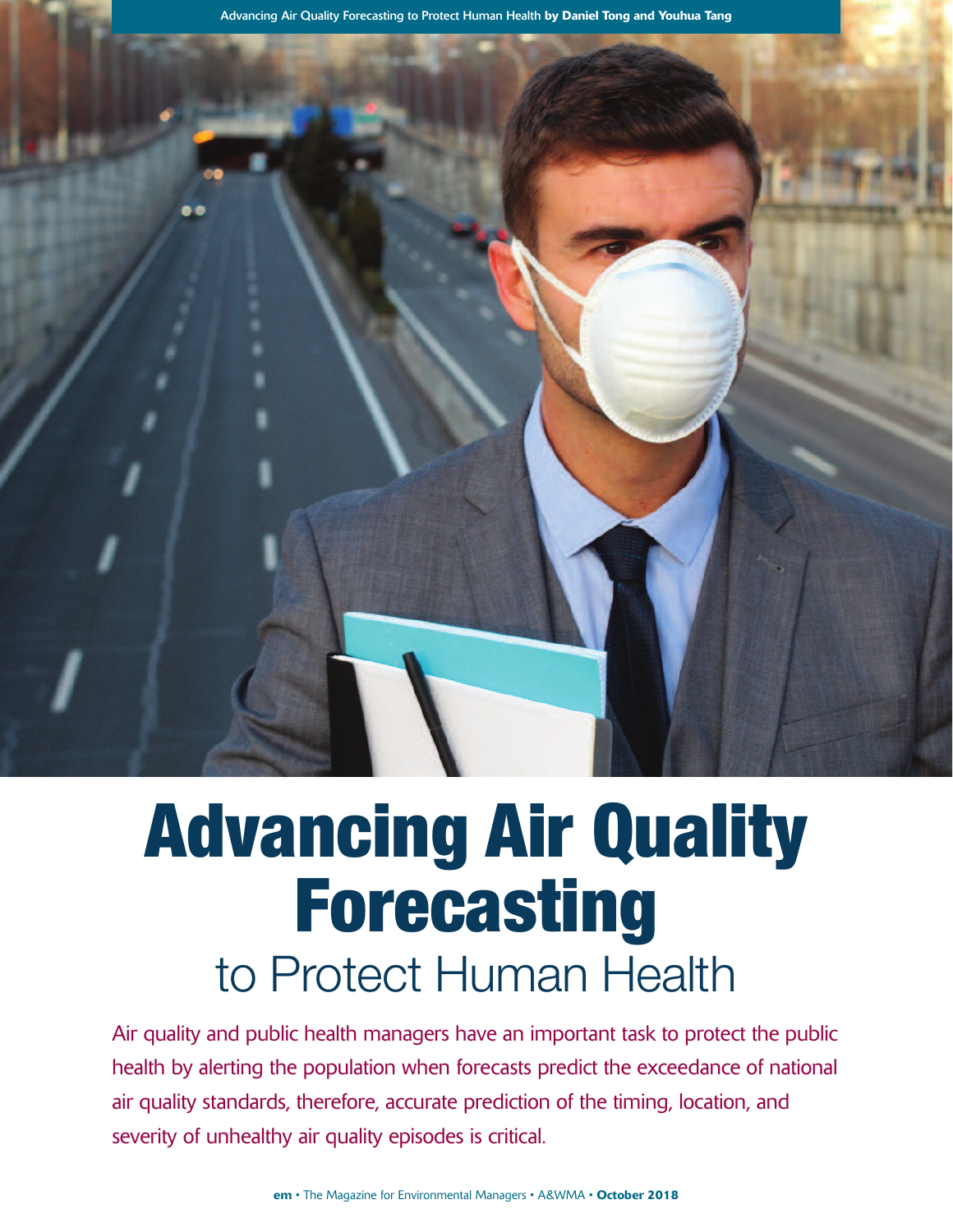# Advancing Air Quality Forecasting

## to Protect Human Health

**by Daniel Tong and Youhua Tang**

Air quality and public health managers have an important task to protect the public health by alerting the population when forecasts predict the exceedance of national air quality standards, therefore, accurate prediction of the timing, location, and severity of unhealthy air quality episodes is critical.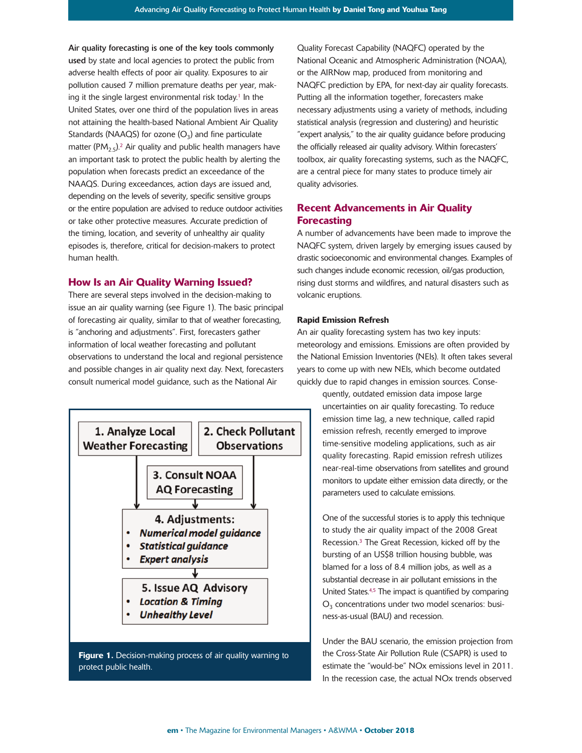**Air quality forecasting is one of the key tools commonly used** by state and local agencies to protect the public from adverse health effects of poor air quality. Exposures to air pollution caused 7 million premature deaths per year, making it the single largest environmental risk today.[1] In the United States, over one third of the population lives in areas not attaining the health-based National Ambient Air Quality Standards (NAAQS) for ozone ($O_3$) and fine particulate matter ($PM_{2.5}$).[2] Air quality and public health managers have an important task to protect the public health by alerting the population when forecasts predict an exceedance of the NAAQS. During exceedances, action days are issued and, depending on the levels of severity, specific sensitive groups or the entire population are advised to reduce outdoor activities or take other protective measures. Accurate prediction of the timing, location, and severity of unhealthy air quality episodes is, therefore, critical for decision-makers to protect human health.

## How Is an Air Quality Warning Issued?

There are several steps involved in the decision-making to issue an air quality warning (see Figure 1). The basic principal of forecasting air quality, similar to that of weather forecasting, is "anchoring and adjustments". First, forecasters gather information of local weather forecasting and pollutant observations to understand the local and regional persistence and possible changes in air quality next day. Next, forecasters consult numerical model guidance, such as the National Air Quality Forecast Capability (NAQFC) operated by the National Oceanic and Atmospheric Administration (NOAA), or the AIRNow map, produced from monitoring and NAQFC prediction by EPA, for next-day air quality forecasts. Putting all the information together, forecasters make necessary adjustments using a variety of methods, including statistical analysis (regression and clustering) and heuristic "expert analysis," to the air quality guidance before producing the officially released air quality advisory. Within forecasters' toolbox, air quality forecasting systems, such as the NAQFC, are a central piece for many states to produce timely air quality advisories.

1. Analyze Local Weather Forecasting
2. Check Pollutant Observations
3. Consult NOAA AQ Forecasting
4. Adjustments:
   - *Numerical model guidance*
   - *Statistical guidance*
   - *Expert analysis*
5. Issue AQ Advisory
   - *Location & Timing*
   - *Unhealthy Level*

**Figure 1.** Decision-making process of air quality warning to protect public health.

## Recent Advancements in Air Quality Forecasting

A number of advancements have been made to improve the NAQFC system, driven largely by emerging issues caused by drastic socioeconomic and environmental changes. Examples of such changes include economic recession, oil/gas production, rising dust storms and wildfires, and natural disasters such as volcanic eruptions.

### Rapid Emission Refresh

An air quality forecasting system has two key inputs: meteorology and emissions. Emissions are often provided by the National Emission Inventories (NEIs). It often takes several years to come up with new NEIs, which become outdated quickly due to rapid changes in emission sources. Consequently, outdated emission data impose large uncertainties on air quality forecasting. To reduce emission time lag, a new technique, called rapid emission refresh, recently emerged to improve time-sensitive modeling applications, such as air quality forecasting. Rapid emission refresh utilizes near-real-time observations from satellites and ground monitors to update either emission data directly, or the parameters used to calculate emissions.

One of the successful stories is to apply this technique to study the air quality impact of the 2008 Great Recession.[3] The Great Recession, kicked off by the bursting of an US$8 trillion housing bubble, was blamed for a loss of 8.4 million jobs, as well as a substantial decrease in air pollutant emissions in the United States.[4,5] The impact is quantified by comparing $O_3$ concentrations under two model scenarios: business-as-usual (BAU) and recession.

Under the BAU scenario, the emission projection from the Cross-State Air Pollution Rule (CSAPR) is used to estimate the "would-be" NOx emissions level in 2011. In the recession case, the actual NOx trends observed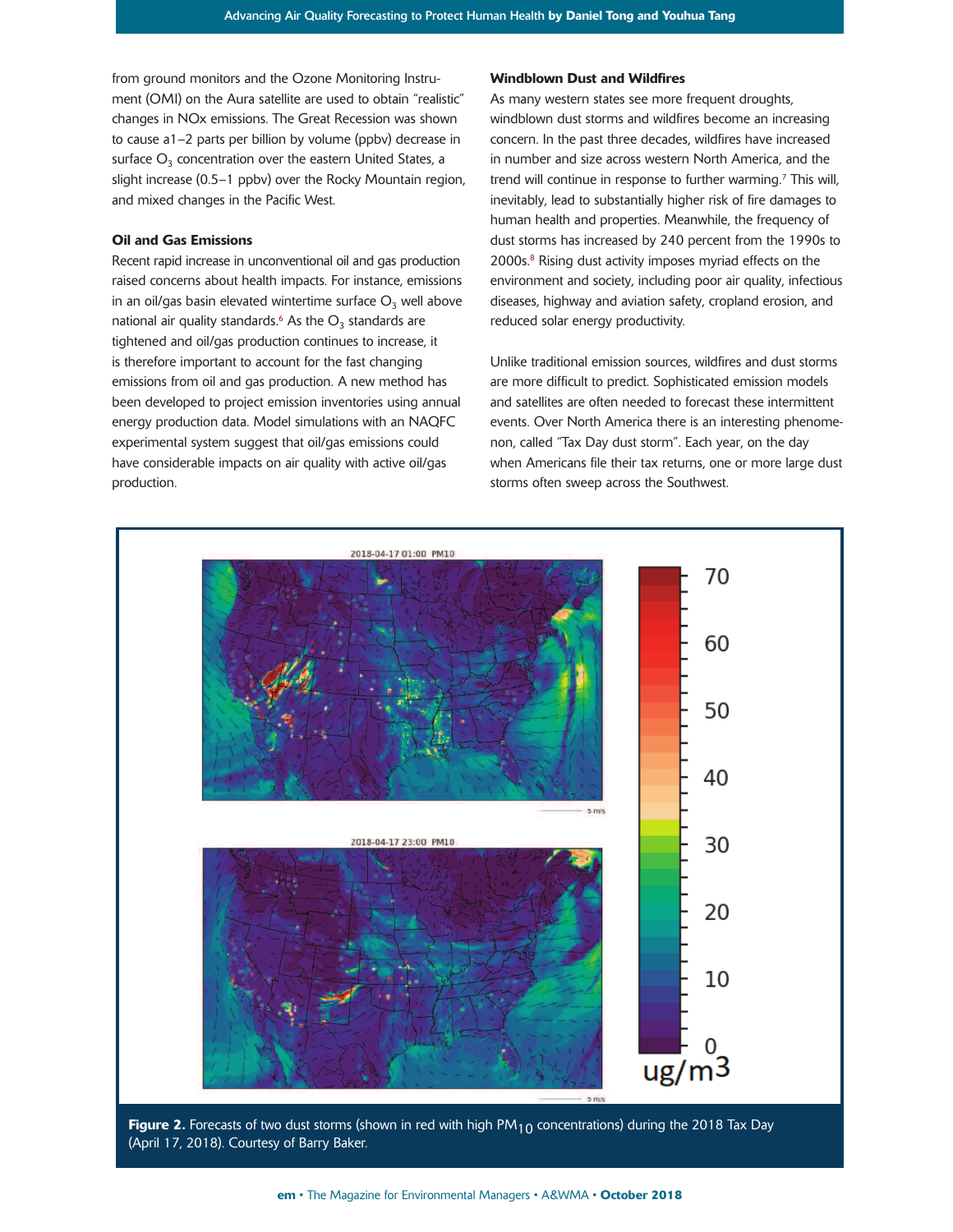from ground monitors and the Ozone Monitoring Instrument (OMI) on the Aura satellite are used to obtain "realistic" changes in NOx emissions. The Great Recession was shown to cause a1–2 parts per billion by volume (ppbv) decrease in surface $O_3$ concentration over the eastern United States, a slight increase (0.5–1 ppbv) over the Rocky Mountain region, and mixed changes in the Pacific West.

### Oil and Gas Emissions

Recent rapid increase in unconventional oil and gas production raised concerns about health impacts. For instance, emissions in an oil/gas basin elevated wintertime surface $O_3$ well above national air quality standards.[6] As the $O_3$ standards are tightened and oil/gas production continues to increase, it is therefore important to account for the fast changing emissions from oil and gas production. A new method has been developed to project emission inventories using annual energy production data. Model simulations with an NAQFC experimental system suggest that oil/gas emissions could have considerable impacts on air quality with active oil/gas production.

### Windblown Dust and Wildfires

As many western states see more frequent droughts, windblown dust storms and wildfires become an increasing concern. In the past three decades, wildfires have increased in number and size across western North America, and the trend will continue in response to further warming.[7] This will, inevitably, lead to substantially higher risk of fire damages to human health and properties. Meanwhile, the frequency of dust storms has increased by 240 percent from the 1990s to 2000s.[8] Rising dust activity imposes myriad effects on the environment and society, including poor air quality, infectious diseases, highway and aviation safety, cropland erosion, and reduced solar energy productivity.

Unlike traditional emission sources, wildfires and dust storms are more difficult to predict. Sophisticated emission models and satellites are often needed to forecast these intermittent events. Over North America there is an interesting phenomenon, called "Tax Day dust storm". Each year, on the day when Americans file their tax returns, one or more large dust storms often sweep across the Southwest.

**Figure 2.** Forecasts of two dust storms (shown in red with high $PM_{10}$ concentrations) during the 2018 Tax Day (April 17, 2018). Courtesy of Barry Baker.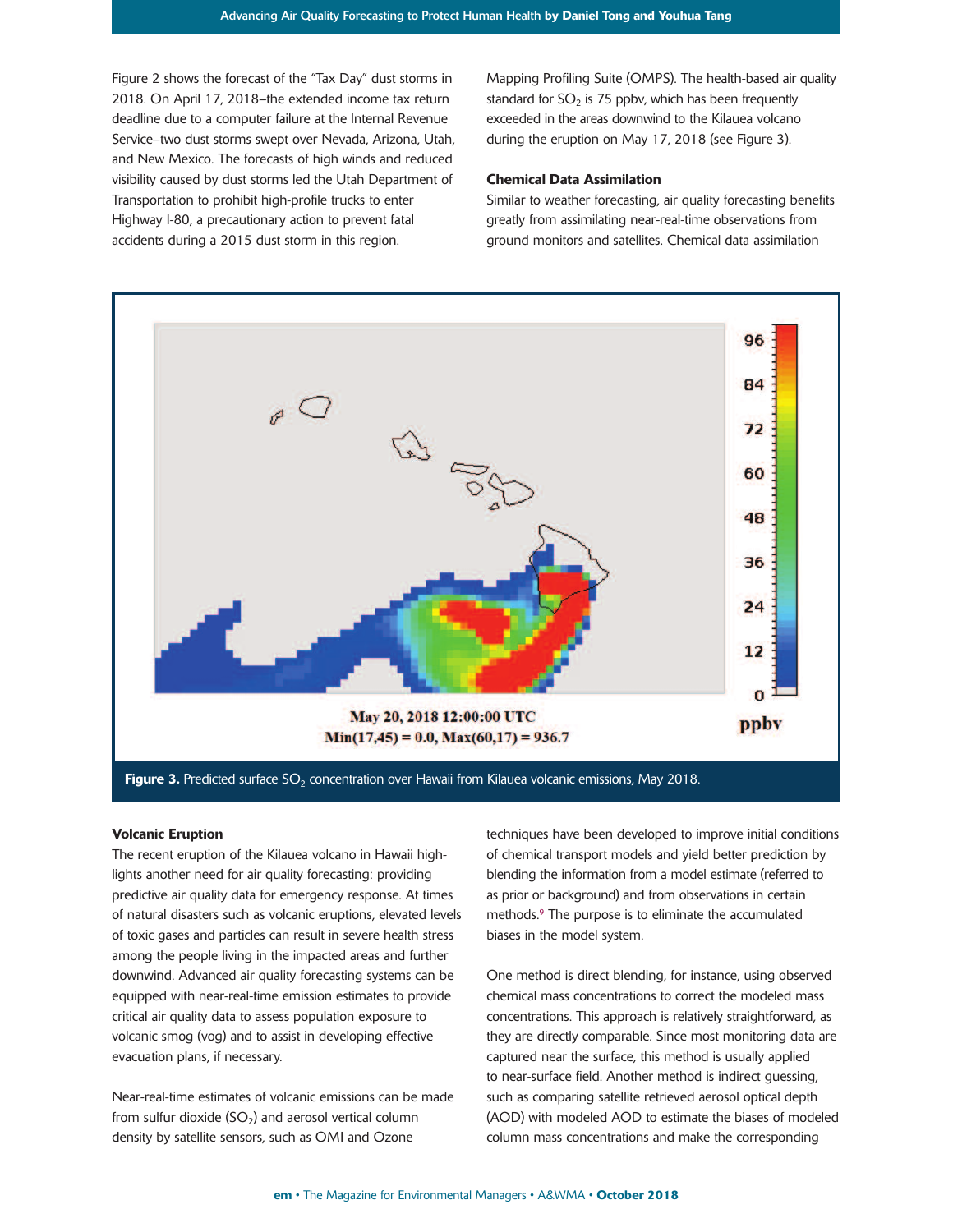Figure 2 shows the forecast of the "Tax Day" dust storms in 2018. On April 17, 2018–the extended income tax return deadline due to a computer failure at the Internal Revenue Service–two dust storms swept over Nevada, Arizona, Utah, and New Mexico. The forecasts of high winds and reduced visibility caused by dust storms led the Utah Department of Transportation to prohibit high-profile trucks to enter Highway I-80, a precautionary action to prevent fatal accidents during a 2015 dust storm in this region.

**Figure 3.** Predicted surface $SO_2$ concentration over Hawaii from Kilauea volcanic emissions, May 2018.

### Volcanic Eruption

The recent eruption of the Kilauea volcano in Hawaii highlights another need for air quality forecasting: providing predictive air quality data for emergency response. At times of natural disasters such as volcanic eruptions, elevated levels of toxic gases and particles can result in severe health stress among the people living in the impacted areas and further downwind. Advanced air quality forecasting systems can be equipped with near-real-time emission estimates to provide critical air quality data to assess population exposure to volcanic smog (vog) and to assist in developing effective evacuation plans, if necessary.

Near-real-time estimates of volcanic emissions can be made from sulfur dioxide ($SO_2$) and aerosol vertical column density by satellite sensors, such as OMI and Ozone Mapping Profiling Suite (OMPS). The health-based air quality standard for $SO_2$ is 75 ppbv, which has been frequently exceeded in the areas downwind to the Kilauea volcano during the eruption on May 17, 2018 (see Figure 3).

### Chemical Data Assimilation

Similar to weather forecasting, air quality forecasting benefits greatly from assimilating near-real-time observations from ground monitors and satellites. Chemical data assimilation techniques have been developed to improve initial conditions of chemical transport models and yield better prediction by blending the information from a model estimate (referred to as prior or background) and from observations in certain methods.[9] The purpose is to eliminate the accumulated biases in the model system.

One method is direct blending, for instance, using observed chemical mass concentrations to correct the modeled mass concentrations. This approach is relatively straightforward, as they are directly comparable. Since most monitoring data are captured near the surface, this method is usually applied to near-surface field. Another method is indirect guessing, such as comparing satellite retrieved aerosol optical depth (AOD) with modeled AOD to estimate the biases of modeled column mass concentrations and make the corresponding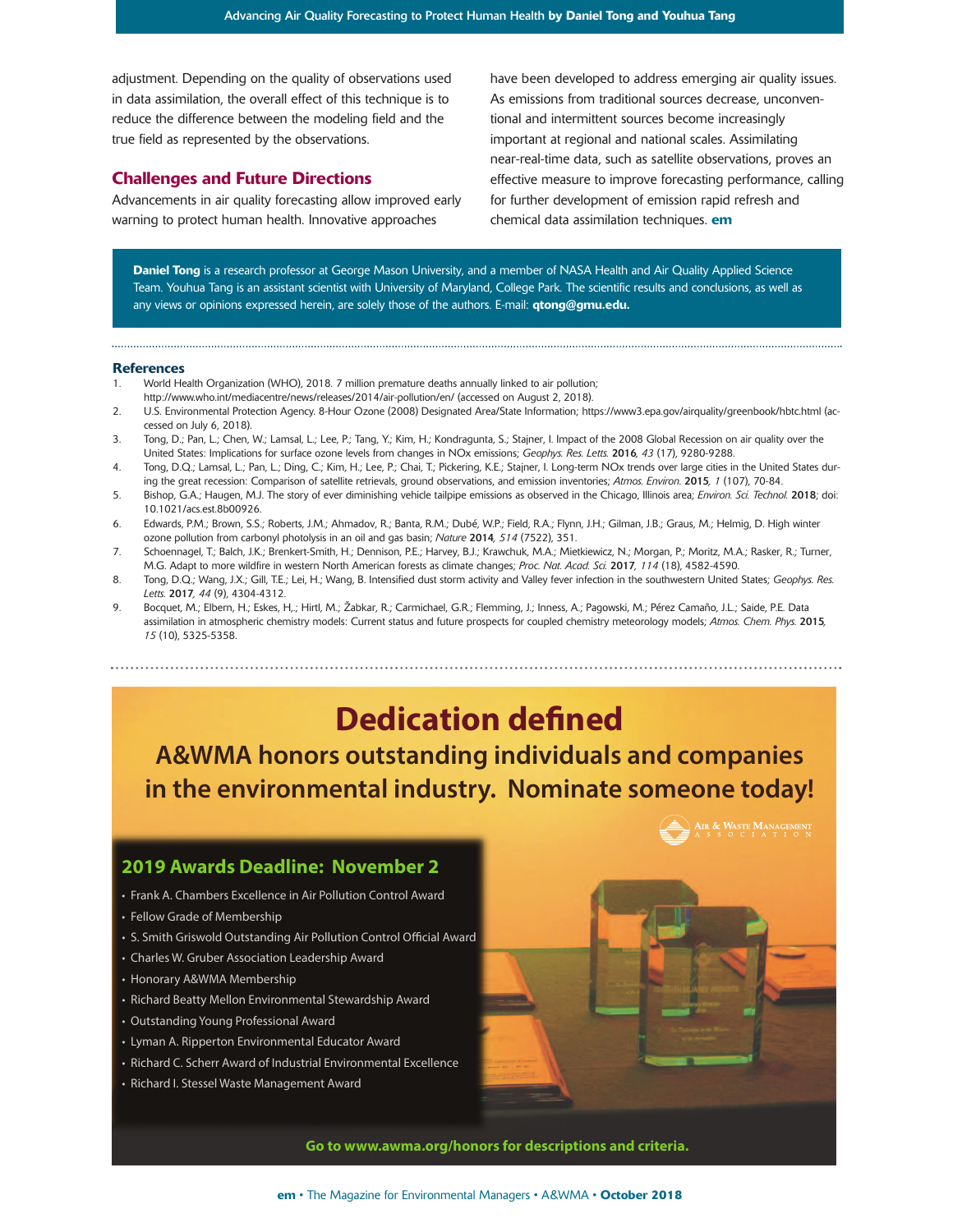adjustment. Depending on the quality of observations used in data assimilation, the overall effect of this technique is to reduce the difference between the modeling field and the true field as represented by the observations.

## Challenges and Future Directions

Advancements in air quality forecasting allow improved early warning to protect human health. Innovative approaches have been developed to address emerging air quality issues. As emissions from traditional sources decrease, unconventional and intermittent sources become increasingly important at regional and national scales. Assimilating near-real-time data, such as satellite observations, proves an effective measure to improve forecasting performance, calling for further development of emission rapid refresh and chemical data assimilation techniques. **em**

**Daniel Tong** is a research professor at George Mason University, and a member of NASA Health and Air Quality Applied Science Team. Youhua Tang is an assistant scientist with University of Maryland, College Park. The scientific results and conclusions, as well as any views or opinions expressed herein, are solely those of the authors. E-mail: **qtong@gmu.edu.**

## References

1. World Health Organization (WHO), 2018. 7 million premature deaths annually linked to air pollution; http://www.who.int/mediacentre/news/releases/2014/air-pollution/en/ (accessed on August 2, 2018).
2. U.S. Environmental Protection Agency. 8-Hour Ozone (2008) Designated Area/State Information; https://www3.epa.gov/airquality/greenbook/hbtc.html (accessed on July 6, 2018).
3. Tong, D.; Pan, L.; Chen, W.; Lamsal, L.; Lee, P.; Tang, Y.; Kim, H.; Kondragunta, S.; Stajner, I. Impact of the 2008 Global Recession on air quality over the United States: Implications for surface ozone levels from changes in NOx emissions; *Geophys. Res. Letts.* **2016**, *43* (17), 9280-9288.
4. Tong, D.Q.; Lamsal, L.; Pan, L.; Ding, C.; Kim, H.; Lee, P.; Chai, T.; Pickering, K.E.; Stajner, I. Long-term NOx trends over large cities in the United States during the great recession: Comparison of satellite retrievals, ground observations, and emission inventories; *Atmos. Environ.* **2015**, *1* (107), 70-84.
5. Bishop, G.A.; Haugen, M.J. The story of ever diminishing vehicle tailpipe emissions as observed in the Chicago, Illinois area; *Environ. Sci. Technol.* **2018**; doi: 10.1021/acs.est.8b00926.
6. Edwards, P.M.; Brown, S.S.; Roberts, J.M.; Ahmadov, R.; Banta, R.M.; Dubé, W.P.; Field, R.A.; Flynn, J.H.; Gilman, J.B.; Graus, M.; Helmig, D. High winter ozone pollution from carbonyl photolysis in an oil and gas basin; *Nature* **2014**, *514* (7522), 351.
7. Schoennagel, T.; Balch, J.K.; Brenkert-Smith, H.; Dennison, P.E.; Harvey, B.J.; Krawchuk, M.A.; Mietkiewicz, N.; Morgan, P.; Moritz, M.A.; Rasker, R.; Turner, M.G. Adapt to more wildfire in western North American forests as climate changes; *Proc. Nat. Acad. Sci.* **2017**, *114* (18), 4582-4590.
8. Tong, D.Q.; Wang, J.X.; Gill, T.E.; Lei, H.; Wang, B. Intensified dust storm activity and Valley fever infection in the southwestern United States; *Geophys. Res. Letts.* **2017**, *44* (9), 4304-4312.
9. Bocquet, M.; Elbern, H.; Eskes, H.,; Hirtl, M.; Žabkar, R.; Carmichael, G.R.; Flemming, J.; Inness, A.; Pagowski, M.; Pérez Camaño, J.L.; Saide, P.E. Data assimilation in atmospheric chemistry models: Current status and future prospects for coupled chemistry meteorology models; *Atmos. Chem. Phys.* **2015**, *15* (10), 5325-5358.

# Dedication defined

## A&WMA honors outstanding individuals and companies in the environmental industry. Nominate someone today!

Air & Waste Management Association

### 2019 Awards Deadline: November 2

- Frank A. Chambers Excellence in Air Pollution Control Award
- Fellow Grade of Membership
- S. Smith Griswold Outstanding Air Pollution Control Official Award
- Charles W. Gruber Association Leadership Award
- Honorary A&WMA Membership
- Richard Beatty Mellon Environmental Stewardship Award
- Outstanding Young Professional Award
- Lyman A. Ripperton Environmental Educator Award
- Richard C. Scherr Award of Industrial Environmental Excellence
- Richard I. Stessel Waste Management Award

**Go to www.awma.org/honors for descriptions and criteria.**